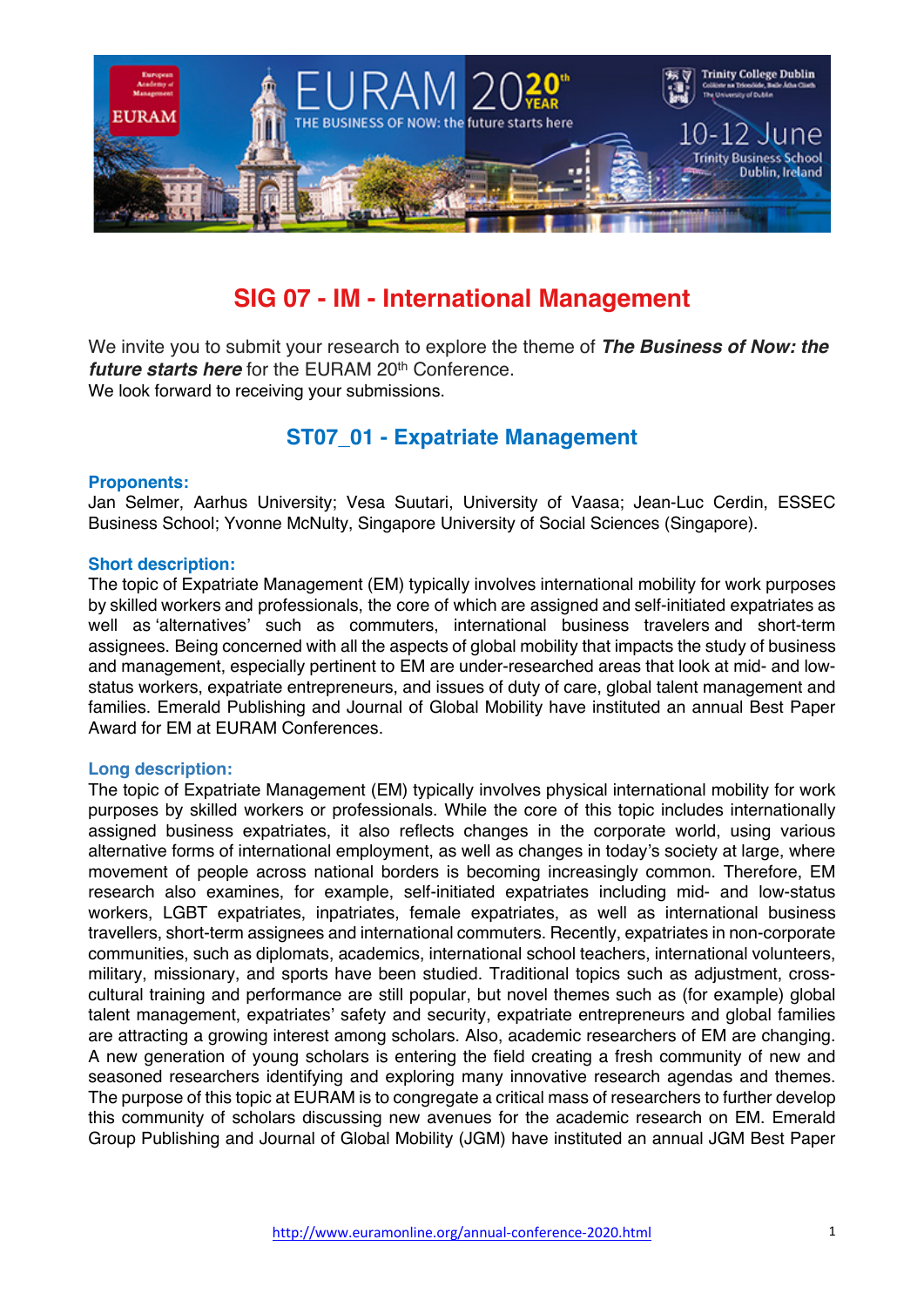# SIG 07 - IM - International Management

We invite you to submit your research to explore the theme of ***The Business of Now: the future starts here*** for the EURAM 20th Conference.
We look forward to receiving your submissions.

## ST07_01 - Expatriate Management

### Proponents:

Jan Selmer, Aarhus University; Vesa Suutari, University of Vaasa; Jean-Luc Cerdin, ESSEC Business School; Yvonne McNulty, Singapore University of Social Sciences (Singapore).

### Short description:

The topic of Expatriate Management (EM) typically involves international mobility for work purposes by skilled workers and professionals, the core of which are assigned and self-initiated expatriates as well as 'alternatives' such as commuters, international business travelers and short-term assignees. Being concerned with all the aspects of global mobility that impacts the study of business and management, especially pertinent to EM are under-researched areas that look at mid- and low-status workers, expatriate entrepreneurs, and issues of duty of care, global talent management and families. Emerald Publishing and Journal of Global Mobility have instituted an annual Best Paper Award for EM at EURAM Conferences.

### Long description:

The topic of Expatriate Management (EM) typically involves physical international mobility for work purposes by skilled workers or professionals. While the core of this topic includes internationally assigned business expatriates, it also reflects changes in the corporate world, using various alternative forms of international employment, as well as changes in today's society at large, where movement of people across national borders is becoming increasingly common. Therefore, EM research also examines, for example, self-initiated expatriates including mid- and low-status workers, LGBT expatriates, inpatriates, female expatriates, as well as international business travellers, short-term assignees and international commuters. Recently, expatriates in non-corporate communities, such as diplomats, academics, international school teachers, international volunteers, military, missionary, and sports have been studied. Traditional topics such as adjustment, cross-cultural training and performance are still popular, but novel themes such as (for example) global talent management, expatriates' safety and security, expatriate entrepreneurs and global families are attracting a growing interest among scholars. Also, academic researchers of EM are changing. A new generation of young scholars is entering the field creating a fresh community of new and seasoned researchers identifying and exploring many innovative research agendas and themes. The purpose of this topic at EURAM is to congregate a critical mass of researchers to further develop this community of scholars discussing new avenues for the academic research on EM. Emerald Group Publishing and Journal of Global Mobility (JGM) have instituted an annual JGM Best Paper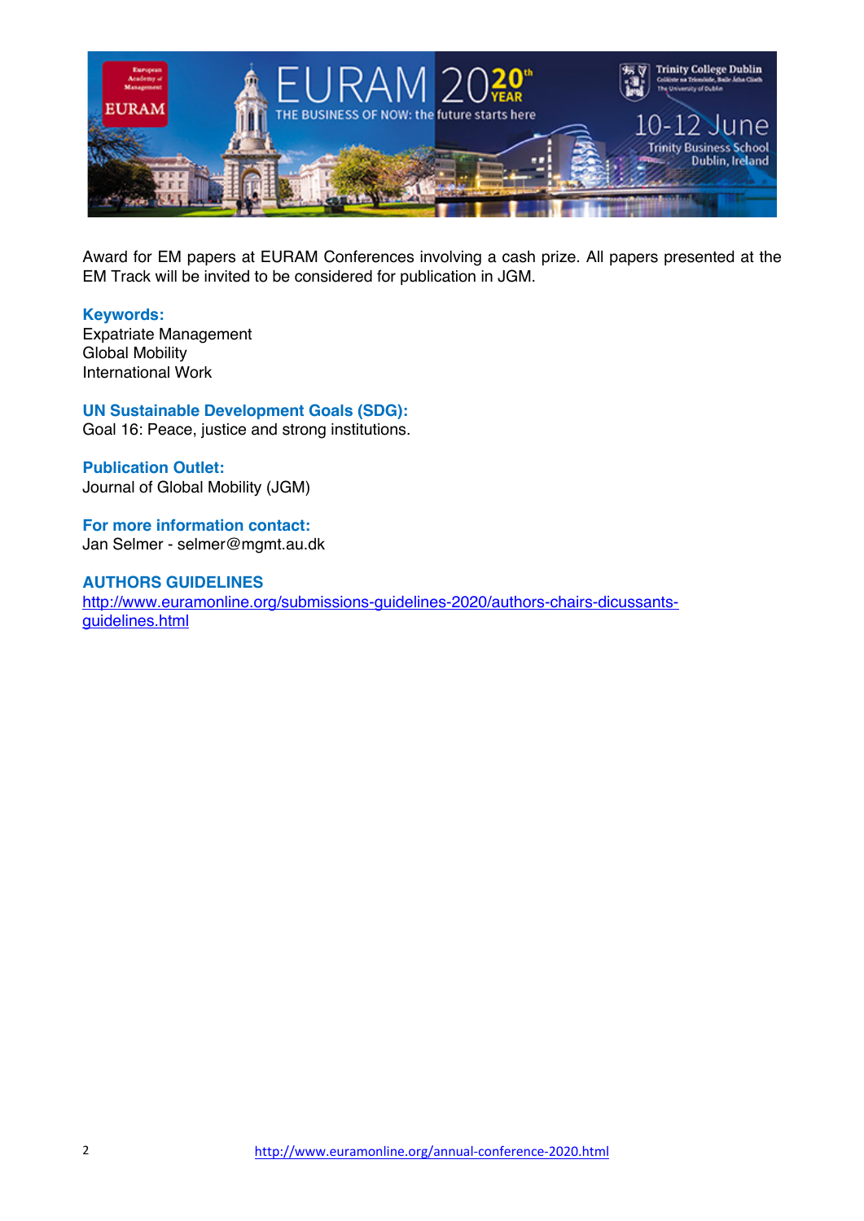Award for EM papers at EURAM Conferences involving a cash prize. All papers presented at the EM Track will be invited to be considered for publication in JGM.

**Keywords:**
Expatriate Management
Global Mobility
International Work

**UN Sustainable Development Goals (SDG):**
Goal 16: Peace, justice and strong institutions.

**Publication Outlet:**
Journal of Global Mobility (JGM)

**For more information contact:**
Jan Selmer - selmer@mgmt.au.dk

**AUTHORS GUIDELINES**
http://www.euramonline.org/submissions-guidelines-2020/authors-chairs-dicussants-guidelines.html